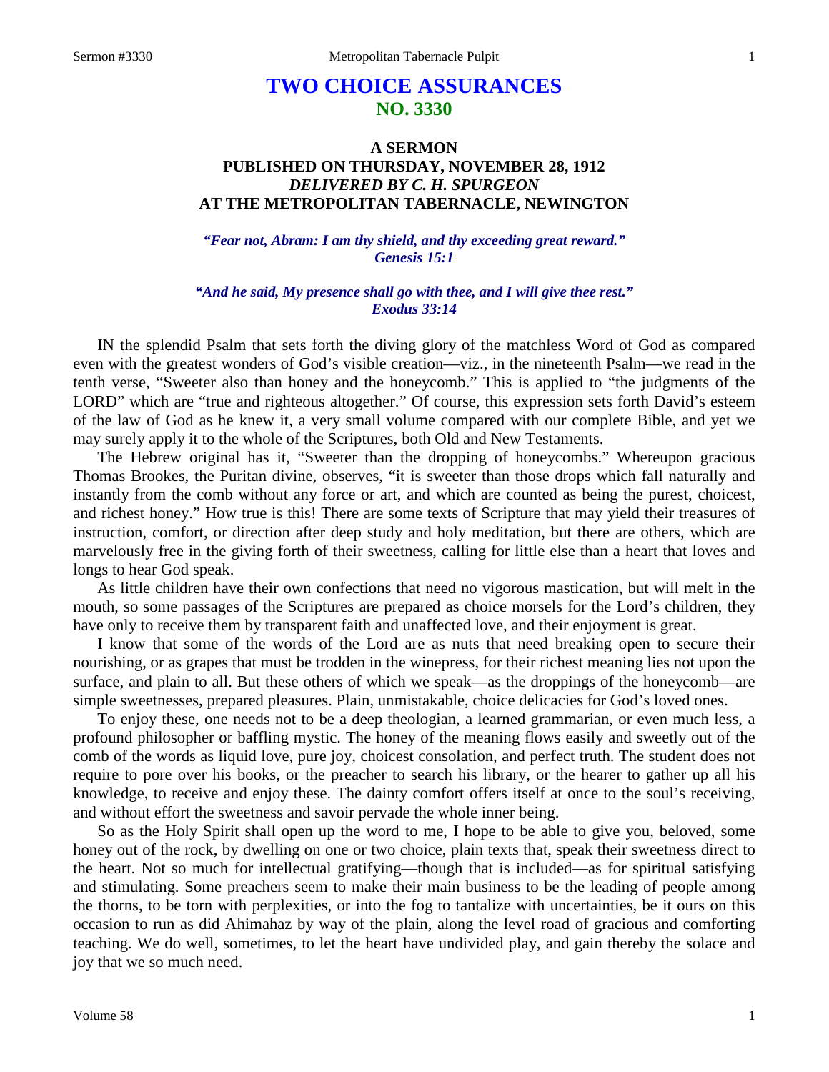# TWO CHOICE ASSURANCES
## NO. 3330

### A SERMON
### PUBLISHED ON THURSDAY, NOVEMBER 28, 1912
### *DELIVERED BY C. H. SPURGEON*
### AT THE METROPOLITAN TABERNACLE, NEWINGTON

***"Fear not, Abram: I am thy shield, and thy exceeding great reward."***
***Genesis 15:1***

***"And he said, My presence shall go with thee, and I will give thee rest."***
***Exodus 33:14***

IN the splendid Psalm that sets forth the diving glory of the matchless Word of God as compared even with the greatest wonders of God's visible creation—viz., in the nineteenth Psalm—we read in the tenth verse, "Sweeter also than honey and the honeycomb." This is applied to "the judgments of the LORD" which are "true and righteous altogether." Of course, this expression sets forth David's esteem of the law of God as he knew it, a very small volume compared with our complete Bible, and yet we may surely apply it to the whole of the Scriptures, both Old and New Testaments.

The Hebrew original has it, "Sweeter than the dropping of honeycombs." Whereupon gracious Thomas Brookes, the Puritan divine, observes, "it is sweeter than those drops which fall naturally and instantly from the comb without any force or art, and which are counted as being the purest, choicest, and richest honey." How true is this! There are some texts of Scripture that may yield their treasures of instruction, comfort, or direction after deep study and holy meditation, but there are others, which are marvelously free in the giving forth of their sweetness, calling for little else than a heart that loves and longs to hear God speak.

As little children have their own confections that need no vigorous mastication, but will melt in the mouth, so some passages of the Scriptures are prepared as choice morsels for the Lord's children, they have only to receive them by transparent faith and unaffected love, and their enjoyment is great.

I know that some of the words of the Lord are as nuts that need breaking open to secure their nourishing, or as grapes that must be trodden in the winepress, for their richest meaning lies not upon the surface, and plain to all. But these others of which we speak—as the droppings of the honeycomb—are simple sweetnesses, prepared pleasures. Plain, unmistakable, choice delicacies for God's loved ones.

To enjoy these, one needs not to be a deep theologian, a learned grammarian, or even much less, a profound philosopher or baffling mystic. The honey of the meaning flows easily and sweetly out of the comb of the words as liquid love, pure joy, choicest consolation, and perfect truth. The student does not require to pore over his books, or the preacher to search his library, or the hearer to gather up all his knowledge, to receive and enjoy these. The dainty comfort offers itself at once to the soul's receiving, and without effort the sweetness and savoir pervade the whole inner being.

So as the Holy Spirit shall open up the word to me, I hope to be able to give you, beloved, some honey out of the rock, by dwelling on one or two choice, plain texts that, speak their sweetness direct to the heart. Not so much for intellectual gratifying—though that is included—as for spiritual satisfying and stimulating. Some preachers seem to make their main business to be the leading of people among the thorns, to be torn with perplexities, or into the fog to tantalize with uncertainties, be it ours on this occasion to run as did Ahimahaz by way of the plain, along the level road of gracious and comforting teaching. We do well, sometimes, to let the heart have undivided play, and gain thereby the solace and joy that we so much need.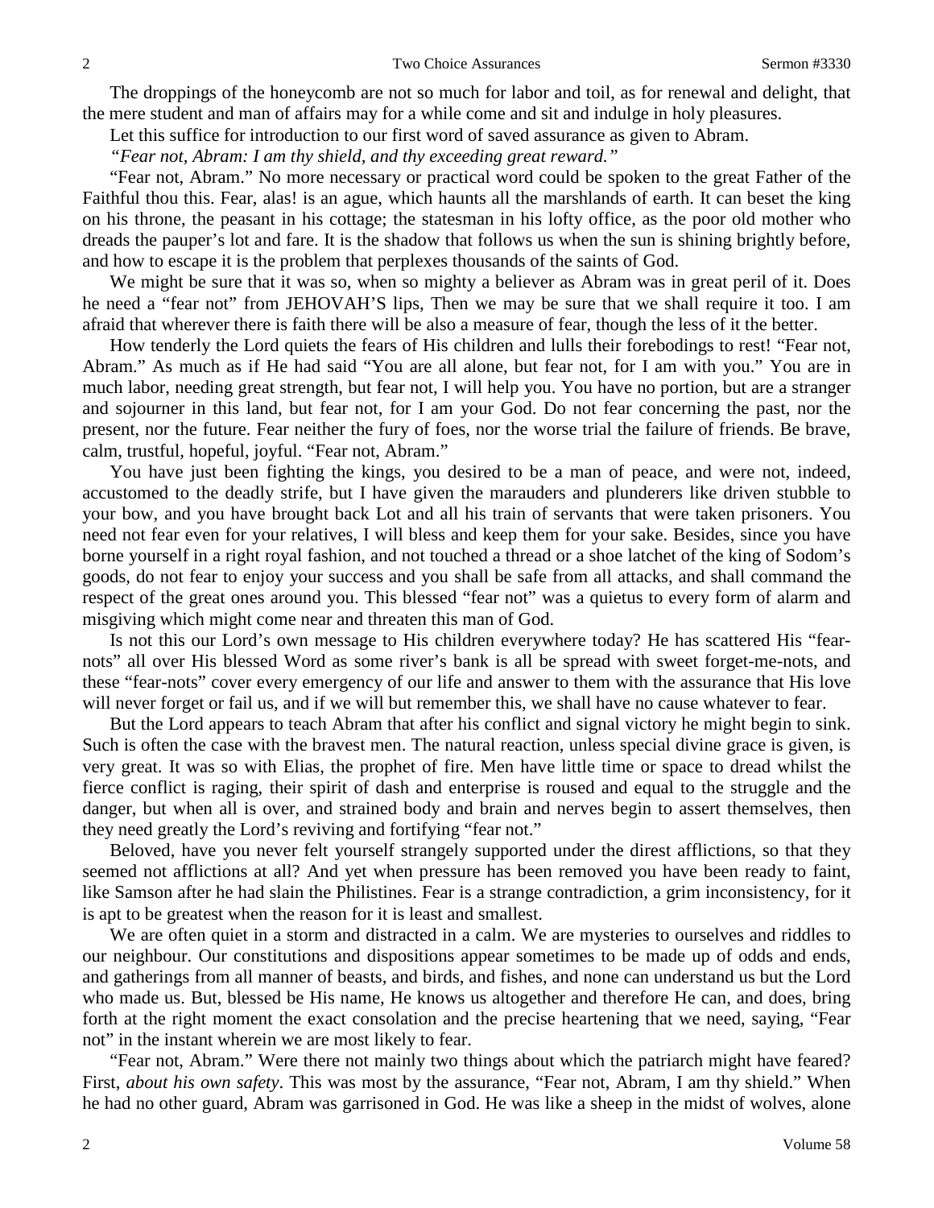The droppings of the honeycomb are not so much for labor and toil, as for renewal and delight, that the mere student and man of affairs may for a while come and sit and indulge in holy pleasures.

Let this suffice for introduction to our first word of saved assurance as given to Abram.

*"Fear not, Abram: I am thy shield, and thy exceeding great reward."*

"Fear not, Abram." No more necessary or practical word could be spoken to the great Father of the Faithful thou this. Fear, alas! is an ague, which haunts all the marshlands of earth. It can beset the king on his throne, the peasant in his cottage; the statesman in his lofty office, as the poor old mother who dreads the pauper's lot and fare. It is the shadow that follows us when the sun is shining brightly before, and how to escape it is the problem that perplexes thousands of the saints of God.

We might be sure that it was so, when so mighty a believer as Abram was in great peril of it. Does he need a "fear not" from JEHOVAH'S lips, Then we may be sure that we shall require it too. I am afraid that wherever there is faith there will be also a measure of fear, though the less of it the better.

How tenderly the Lord quiets the fears of His children and lulls their forebodings to rest! "Fear not, Abram." As much as if He had said "You are all alone, but fear not, for I am with you." You are in much labor, needing great strength, but fear not, I will help you. You have no portion, but are a stranger and sojourner in this land, but fear not, for I am your God. Do not fear concerning the past, nor the present, nor the future. Fear neither the fury of foes, nor the worse trial the failure of friends. Be brave, calm, trustful, hopeful, joyful. "Fear not, Abram."

You have just been fighting the kings, you desired to be a man of peace, and were not, indeed, accustomed to the deadly strife, but I have given the marauders and plunderers like driven stubble to your bow, and you have brought back Lot and all his train of servants that were taken prisoners. You need not fear even for your relatives, I will bless and keep them for your sake. Besides, since you have borne yourself in a right royal fashion, and not touched a thread or a shoe latchet of the king of Sodom's goods, do not fear to enjoy your success and you shall be safe from all attacks, and shall command the respect of the great ones around you. This blessed "fear not" was a quietus to every form of alarm and misgiving which might come near and threaten this man of God.

Is not this our Lord's own message to His children everywhere today? He has scattered His "fear-nots" all over His blessed Word as some river's bank is all be spread with sweet forget-me-nots, and these "fear-nots" cover every emergency of our life and answer to them with the assurance that His love will never forget or fail us, and if we will but remember this, we shall have no cause whatever to fear.

But the Lord appears to teach Abram that after his conflict and signal victory he might begin to sink. Such is often the case with the bravest men. The natural reaction, unless special divine grace is given, is very great. It was so with Elias, the prophet of fire. Men have little time or space to dread whilst the fierce conflict is raging, their spirit of dash and enterprise is roused and equal to the struggle and the danger, but when all is over, and strained body and brain and nerves begin to assert themselves, then they need greatly the Lord's reviving and fortifying "fear not."

Beloved, have you never felt yourself strangely supported under the direst afflictions, so that they seemed not afflictions at all? And yet when pressure has been removed you have been ready to faint, like Samson after he had slain the Philistines. Fear is a strange contradiction, a grim inconsistency, for it is apt to be greatest when the reason for it is least and smallest.

We are often quiet in a storm and distracted in a calm. We are mysteries to ourselves and riddles to our neighbour. Our constitutions and dispositions appear sometimes to be made up of odds and ends, and gatherings from all manner of beasts, and birds, and fishes, and none can understand us but the Lord who made us. But, blessed be His name, He knows us altogether and therefore He can, and does, bring forth at the right moment the exact consolation and the precise heartening that we need, saying, "Fear not" in the instant wherein we are most likely to fear.

"Fear not, Abram." Were there not mainly two things about which the patriarch might have feared? First, *about his own safety*. This was most by the assurance, "Fear not, Abram, I am thy shield." When he had no other guard, Abram was garrisoned in God. He was like a sheep in the midst of wolves, alone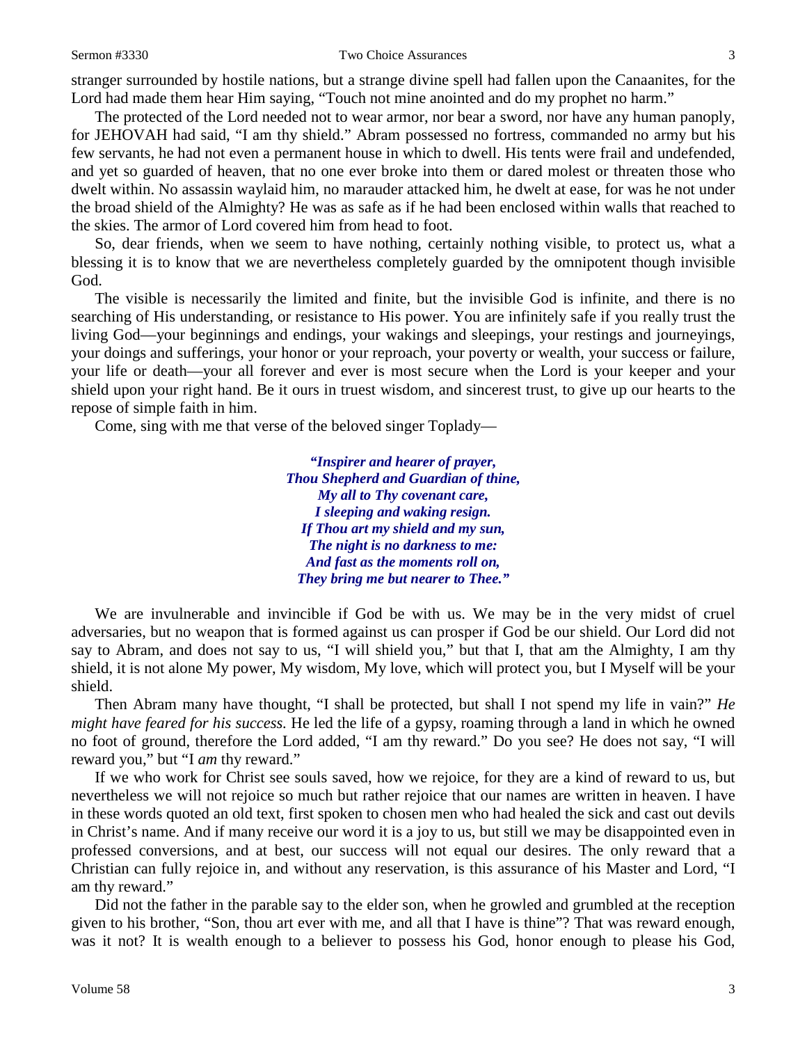stranger surrounded by hostile nations, but a strange divine spell had fallen upon the Canaanites, for the Lord had made them hear Him saying, "Touch not mine anointed and do my prophet no harm."

The protected of the Lord needed not to wear armor, nor bear a sword, nor have any human panoply, for JEHOVAH had said, "I am thy shield." Abram possessed no fortress, commanded no army but his few servants, he had not even a permanent house in which to dwell. His tents were frail and undefended, and yet so guarded of heaven, that no one ever broke into them or dared molest or threaten those who dwelt within. No assassin waylaid him, no marauder attacked him, he dwelt at ease, for was he not under the broad shield of the Almighty? He was as safe as if he had been enclosed within walls that reached to the skies. The armor of Lord covered him from head to foot.

So, dear friends, when we seem to have nothing, certainly nothing visible, to protect us, what a blessing it is to know that we are nevertheless completely guarded by the omnipotent though invisible God.

The visible is necessarily the limited and finite, but the invisible God is infinite, and there is no searching of His understanding, or resistance to His power. You are infinitely safe if you really trust the living God—your beginnings and endings, your wakings and sleepings, your restings and journeyings, your doings and sufferings, your honor or your reproach, your poverty or wealth, your success or failure, your life or death—your all forever and ever is most secure when the Lord is your keeper and your shield upon your right hand. Be it ours in truest wisdom, and sincerest trust, to give up our hearts to the repose of simple faith in him.

Come, sing with me that verse of the beloved singer Toplady—

> ***"Inspirer and hearer of prayer,***
> ***Thou Shepherd and Guardian of thine,***
> ***My all to Thy covenant care,***
> ***I sleeping and waking resign.***
> ***If Thou art my shield and my sun,***
> ***The night is no darkness to me:***
> ***And fast as the moments roll on,***
> ***They bring me but nearer to Thee."***

We are invulnerable and invincible if God be with us. We may be in the very midst of cruel adversaries, but no weapon that is formed against us can prosper if God be our shield. Our Lord did not say to Abram, and does not say to us, "I will shield you," but that I, that am the Almighty, I am thy shield, it is not alone My power, My wisdom, My love, which will protect you, but I Myself will be your shield.

Then Abram many have thought, "I shall be protected, but shall I not spend my life in vain?" *He might have feared for his success.* He led the life of a gypsy, roaming through a land in which he owned no foot of ground, therefore the Lord added, "I am thy reward." Do you see? He does not say, "I will reward you," but "I *am* thy reward."

If we who work for Christ see souls saved, how we rejoice, for they are a kind of reward to us, but nevertheless we will not rejoice so much but rather rejoice that our names are written in heaven. I have in these words quoted an old text, first spoken to chosen men who had healed the sick and cast out devils in Christ's name. And if many receive our word it is a joy to us, but still we may be disappointed even in professed conversions, and at best, our success will not equal our desires. The only reward that a Christian can fully rejoice in, and without any reservation, is this assurance of his Master and Lord, "I am thy reward."

Did not the father in the parable say to the elder son, when he growled and grumbled at the reception given to his brother, "Son, thou art ever with me, and all that I have is thine"? That was reward enough, was it not? It is wealth enough to a believer to possess his God, honor enough to please his God,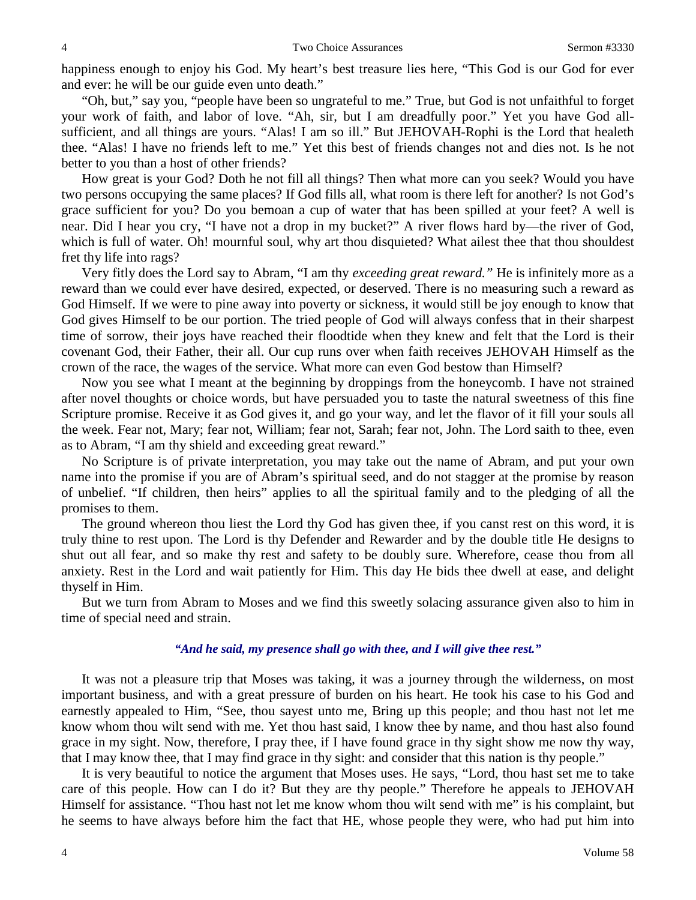happiness enough to enjoy his God. My heart's best treasure lies here, "This God is our God for ever and ever: he will be our guide even unto death."

"Oh, but," say you, "people have been so ungrateful to me." True, but God is not unfaithful to forget your work of faith, and labor of love. "Ah, sir, but I am dreadfully poor." Yet you have God all-sufficient, and all things are yours. "Alas! I am so ill." But JEHOVAH-Rophi is the Lord that healeth thee. "Alas! I have no friends left to me." Yet this best of friends changes not and dies not. Is he not better to you than a host of other friends?

How great is your God? Doth he not fill all things? Then what more can you seek? Would you have two persons occupying the same places? If God fills all, what room is there left for another? Is not God's grace sufficient for you? Do you bemoan a cup of water that has been spilled at your feet? A well is near. Did I hear you cry, "I have not a drop in my bucket?" A river flows hard by—the river of God, which is full of water. Oh! mournful soul, why art thou disquieted? What ailest thee that thou shouldest fret thy life into rags?

Very fitly does the Lord say to Abram, "I am thy *exceeding great reward."* He is infinitely more as a reward than we could ever have desired, expected, or deserved. There is no measuring such a reward as God Himself. If we were to pine away into poverty or sickness, it would still be joy enough to know that God gives Himself to be our portion. The tried people of God will always confess that in their sharpest time of sorrow, their joys have reached their floodtide when they knew and felt that the Lord is their covenant God, their Father, their all. Our cup runs over when faith receives JEHOVAH Himself as the crown of the race, the wages of the service. What more can even God bestow than Himself?

Now you see what I meant at the beginning by droppings from the honeycomb. I have not strained after novel thoughts or choice words, but have persuaded you to taste the natural sweetness of this fine Scripture promise. Receive it as God gives it, and go your way, and let the flavor of it fill your souls all the week. Fear not, Mary; fear not, William; fear not, Sarah; fear not, John. The Lord saith to thee, even as to Abram, "I am thy shield and exceeding great reward."

No Scripture is of private interpretation, you may take out the name of Abram, and put your own name into the promise if you are of Abram's spiritual seed, and do not stagger at the promise by reason of unbelief. "If children, then heirs" applies to all the spiritual family and to the pledging of all the promises to them.

The ground whereon thou liest the Lord thy God has given thee, if you canst rest on this word, it is truly thine to rest upon. The Lord is thy Defender and Rewarder and by the double title He designs to shut out all fear, and so make thy rest and safety to be doubly sure. Wherefore, cease thou from all anxiety. Rest in the Lord and wait patiently for Him. This day He bids thee dwell at ease, and delight thyself in Him.

But we turn from Abram to Moses and we find this sweetly solacing assurance given also to him in time of special need and strain.

***"And he said, my presence shall go with thee, and I will give thee rest."***

It was not a pleasure trip that Moses was taking, it was a journey through the wilderness, on most important business, and with a great pressure of burden on his heart. He took his case to his God and earnestly appealed to Him, "See, thou sayest unto me, Bring up this people; and thou hast not let me know whom thou wilt send with me. Yet thou hast said, I know thee by name, and thou hast also found grace in my sight. Now, therefore, I pray thee, if I have found grace in thy sight show me now thy way, that I may know thee, that I may find grace in thy sight: and consider that this nation is thy people."

It is very beautiful to notice the argument that Moses uses. He says, "Lord, thou hast set me to take care of this people. How can I do it? But they are thy people." Therefore he appeals to JEHOVAH Himself for assistance. "Thou hast not let me know whom thou wilt send with me" is his complaint, but he seems to have always before him the fact that HE, whose people they were, who had put him into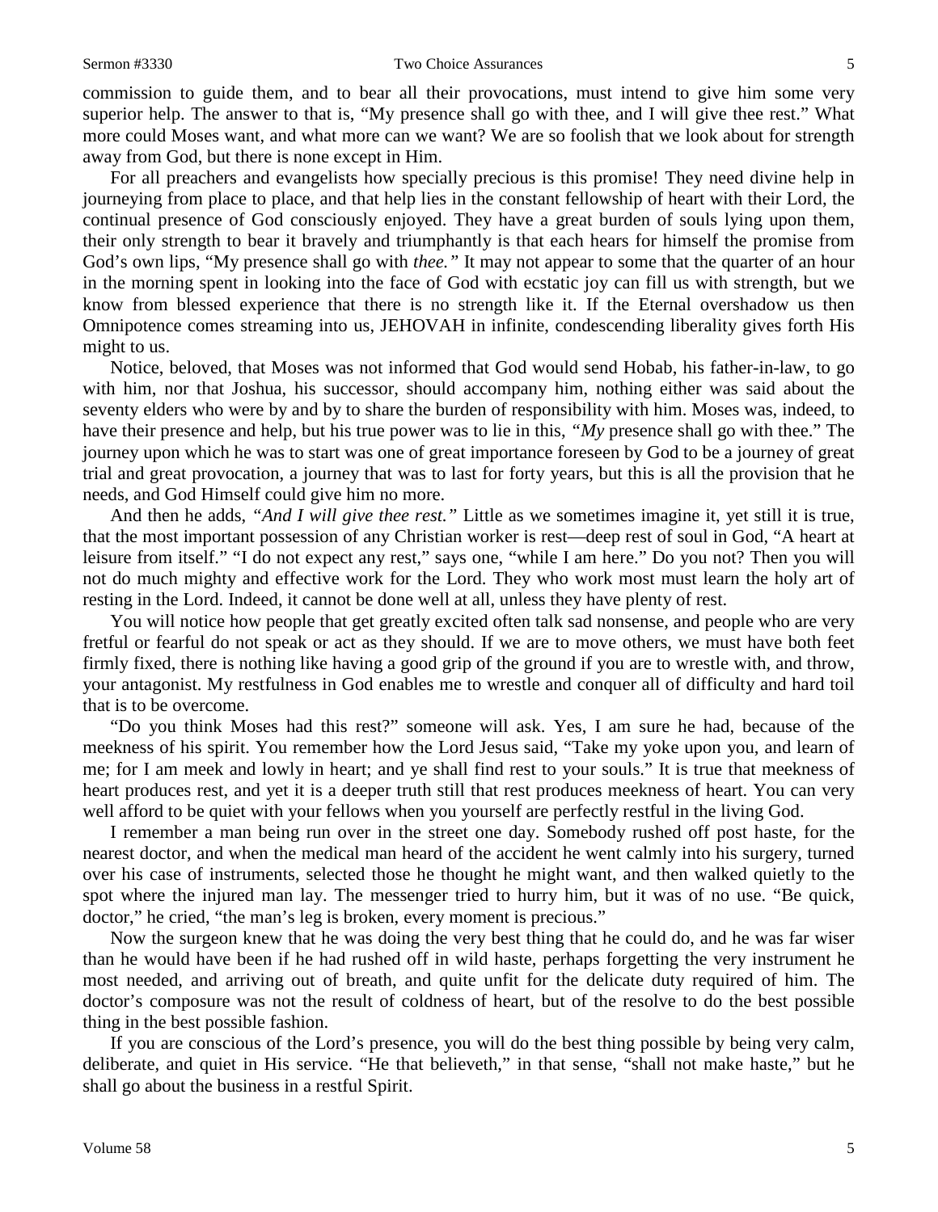commission to guide them, and to bear all their provocations, must intend to give him some very superior help. The answer to that is, "My presence shall go with thee, and I will give thee rest." What more could Moses want, and what more can we want? We are so foolish that we look about for strength away from God, but there is none except in Him.

For all preachers and evangelists how specially precious is this promise! They need divine help in journeying from place to place, and that help lies in the constant fellowship of heart with their Lord, the continual presence of God consciously enjoyed. They have a great burden of souls lying upon them, their only strength to bear it bravely and triumphantly is that each hears for himself the promise from God's own lips, "My presence shall go with *thee."* It may not appear to some that the quarter of an hour in the morning spent in looking into the face of God with ecstatic joy can fill us with strength, but we know from blessed experience that there is no strength like it. If the Eternal overshadow us then Omnipotence comes streaming into us, JEHOVAH in infinite, condescending liberality gives forth His might to us.

Notice, beloved, that Moses was not informed that God would send Hobab, his father-in-law, to go with him, nor that Joshua, his successor, should accompany him, nothing either was said about the seventy elders who were by and by to share the burden of responsibility with him. Moses was, indeed, to have their presence and help, but his true power was to lie in this, *"My* presence shall go with thee." The journey upon which he was to start was one of great importance foreseen by God to be a journey of great trial and great provocation, a journey that was to last for forty years, but this is all the provision that he needs, and God Himself could give him no more.

And then he adds, *"And I will give thee rest."* Little as we sometimes imagine it, yet still it is true, that the most important possession of any Christian worker is rest—deep rest of soul in God, "A heart at leisure from itself." "I do not expect any rest," says one, "while I am here." Do you not? Then you will not do much mighty and effective work for the Lord. They who work most must learn the holy art of resting in the Lord. Indeed, it cannot be done well at all, unless they have plenty of rest.

You will notice how people that get greatly excited often talk sad nonsense, and people who are very fretful or fearful do not speak or act as they should. If we are to move others, we must have both feet firmly fixed, there is nothing like having a good grip of the ground if you are to wrestle with, and throw, your antagonist. My restfulness in God enables me to wrestle and conquer all of difficulty and hard toil that is to be overcome.

"Do you think Moses had this rest?" someone will ask. Yes, I am sure he had, because of the meekness of his spirit. You remember how the Lord Jesus said, "Take my yoke upon you, and learn of me; for I am meek and lowly in heart; and ye shall find rest to your souls." It is true that meekness of heart produces rest, and yet it is a deeper truth still that rest produces meekness of heart. You can very well afford to be quiet with your fellows when you yourself are perfectly restful in the living God.

I remember a man being run over in the street one day. Somebody rushed off post haste, for the nearest doctor, and when the medical man heard of the accident he went calmly into his surgery, turned over his case of instruments, selected those he thought he might want, and then walked quietly to the spot where the injured man lay. The messenger tried to hurry him, but it was of no use. "Be quick, doctor," he cried, "the man's leg is broken, every moment is precious."

Now the surgeon knew that he was doing the very best thing that he could do, and he was far wiser than he would have been if he had rushed off in wild haste, perhaps forgetting the very instrument he most needed, and arriving out of breath, and quite unfit for the delicate duty required of him. The doctor's composure was not the result of coldness of heart, but of the resolve to do the best possible thing in the best possible fashion.

If you are conscious of the Lord's presence, you will do the best thing possible by being very calm, deliberate, and quiet in His service. "He that believeth," in that sense, "shall not make haste," but he shall go about the business in a restful Spirit.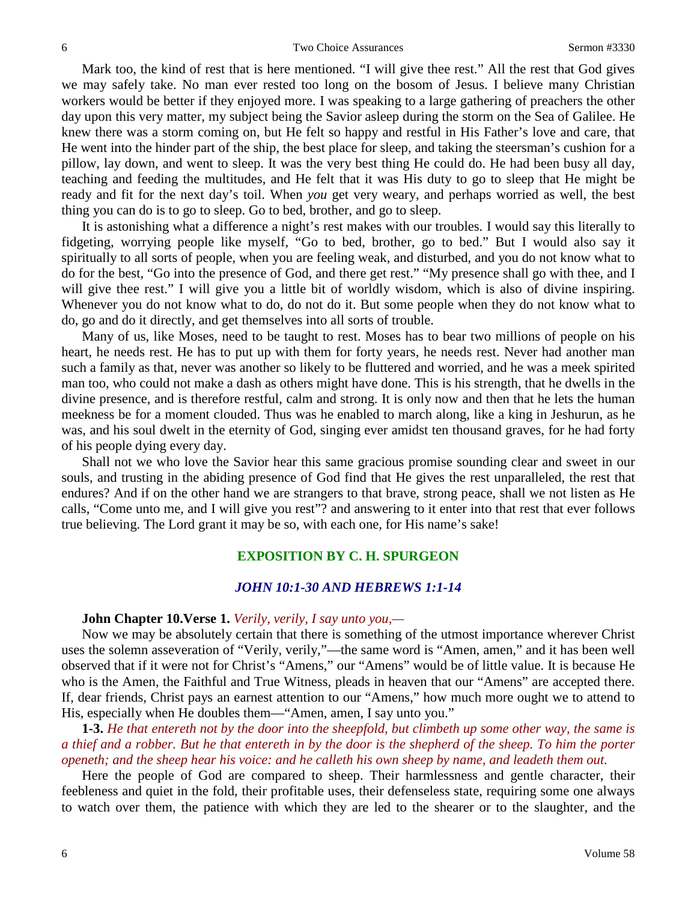Mark too, the kind of rest that is here mentioned. "I will give thee rest." All the rest that God gives we may safely take. No man ever rested too long on the bosom of Jesus. I believe many Christian workers would be better if they enjoyed more. I was speaking to a large gathering of preachers the other day upon this very matter, my subject being the Savior asleep during the storm on the Sea of Galilee. He knew there was a storm coming on, but He felt so happy and restful in His Father's love and care, that He went into the hinder part of the ship, the best place for sleep, and taking the steersman's cushion for a pillow, lay down, and went to sleep. It was the very best thing He could do. He had been busy all day, teaching and feeding the multitudes, and He felt that it was His duty to go to sleep that He might be ready and fit for the next day's toil. When *you* get very weary, and perhaps worried as well, the best thing you can do is to go to sleep. Go to bed, brother, and go to sleep.

It is astonishing what a difference a night's rest makes with our troubles. I would say this literally to fidgeting, worrying people like myself, "Go to bed, brother, go to bed." But I would also say it spiritually to all sorts of people, when you are feeling weak, and disturbed, and you do not know what to do for the best, "Go into the presence of God, and there get rest." "My presence shall go with thee, and I will give thee rest." I will give you a little bit of worldly wisdom, which is also of divine inspiring. Whenever you do not know what to do, do not do it. But some people when they do not know what to do, go and do it directly, and get themselves into all sorts of trouble.

Many of us, like Moses, need to be taught to rest. Moses has to bear two millions of people on his heart, he needs rest. He has to put up with them for forty years, he needs rest. Never had another man such a family as that, never was another so likely to be fluttered and worried, and he was a meek spirited man too, who could not make a dash as others might have done. This is his strength, that he dwells in the divine presence, and is therefore restful, calm and strong. It is only now and then that he lets the human meekness be for a moment clouded. Thus was he enabled to march along, like a king in Jeshurun, as he was, and his soul dwelt in the eternity of God, singing ever amidst ten thousand graves, for he had forty of his people dying every day.

Shall not we who love the Savior hear this same gracious promise sounding clear and sweet in our souls, and trusting in the abiding presence of God find that He gives the rest unparalleled, the rest that endures? And if on the other hand we are strangers to that brave, strong peace, shall we not listen as He calls, "Come unto me, and I will give you rest"? and answering to it enter into that rest that ever follows true believing. The Lord grant it may be so, with each one, for His name's sake!

## EXPOSITION BY C. H. SPURGEON

### *JOHN 10:1-30 AND HEBREWS 1:1-14*

**John Chapter 10.Verse 1.** *Verily, verily, I say unto you,—*

Now we may be absolutely certain that there is something of the utmost importance wherever Christ uses the solemn asseveration of "Verily, verily,"—the same word is "Amen, amen," and it has been well observed that if it were not for Christ's "Amens," our "Amens" would be of little value. It is because He who is the Amen, the Faithful and True Witness, pleads in heaven that our "Amens" are accepted there. If, dear friends, Christ pays an earnest attention to our "Amens," how much more ought we to attend to His, especially when He doubles them—"Amen, amen, I say unto you."

**1-3.** *He that entereth not by the door into the sheepfold, but climbeth up some other way, the same is a thief and a robber. But he that entereth in by the door is the shepherd of the sheep. To him the porter openeth; and the sheep hear his voice: and he calleth his own sheep by name, and leadeth them out.*

Here the people of God are compared to sheep. Their harmlessness and gentle character, their feebleness and quiet in the fold, their profitable uses, their defenseless state, requiring some one always to watch over them, the patience with which they are led to the shearer or to the slaughter, and the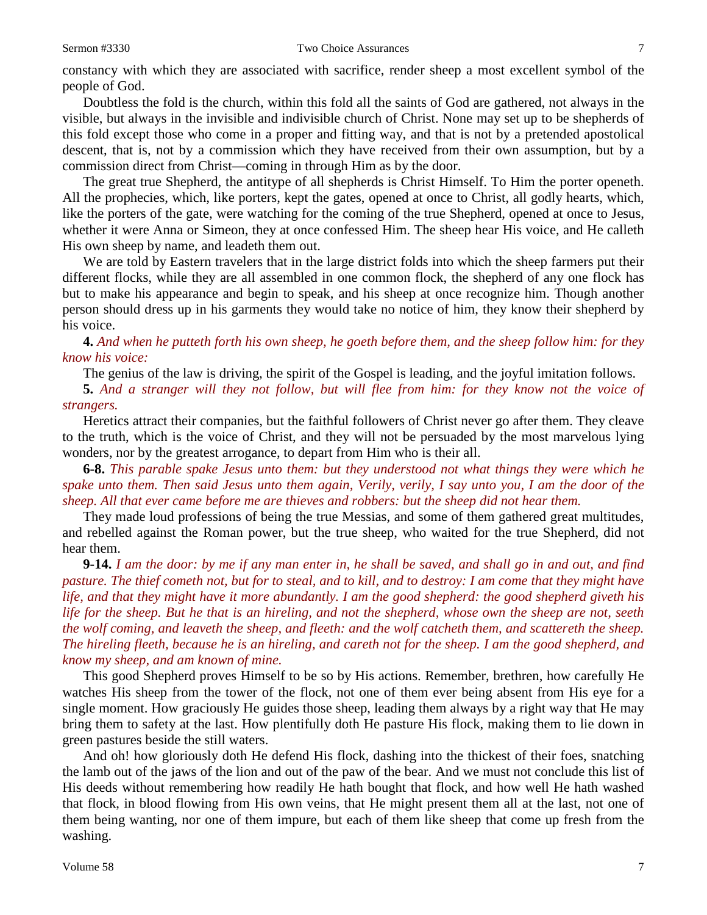constancy with which they are associated with sacrifice, render sheep a most excellent symbol of the people of God.

Doubtless the fold is the church, within this fold all the saints of God are gathered, not always in the visible, but always in the invisible and indivisible church of Christ. None may set up to be shepherds of this fold except those who come in a proper and fitting way, and that is not by a pretended apostolical descent, that is, not by a commission which they have received from their own assumption, but by a commission direct from Christ—coming in through Him as by the door.

The great true Shepherd, the antitype of all shepherds is Christ Himself. To Him the porter openeth. All the prophecies, which, like porters, kept the gates, opened at once to Christ, all godly hearts, which, like the porters of the gate, were watching for the coming of the true Shepherd, opened at once to Jesus, whether it were Anna or Simeon, they at once confessed Him. The sheep hear His voice, and He calleth His own sheep by name, and leadeth them out.

We are told by Eastern travelers that in the large district folds into which the sheep farmers put their different flocks, while they are all assembled in one common flock, the shepherd of any one flock has but to make his appearance and begin to speak, and his sheep at once recognize him. Though another person should dress up in his garments they would take no notice of him, they know their shepherd by his voice.

**4.** *And when he putteth forth his own sheep, he goeth before them, and the sheep follow him: for they know his voice:*

The genius of the law is driving, the spirit of the Gospel is leading, and the joyful imitation follows.

**5.** *And a stranger will they not follow, but will flee from him: for they know not the voice of strangers.*

Heretics attract their companies, but the faithful followers of Christ never go after them. They cleave to the truth, which is the voice of Christ, and they will not be persuaded by the most marvelous lying wonders, nor by the greatest arrogance, to depart from Him who is their all.

**6-8.** *This parable spake Jesus unto them: but they understood not what things they were which he spake unto them. Then said Jesus unto them again, Verily, verily, I say unto you, I am the door of the sheep. All that ever came before me are thieves and robbers: but the sheep did not hear them.*

They made loud professions of being the true Messias, and some of them gathered great multitudes, and rebelled against the Roman power, but the true sheep, who waited for the true Shepherd, did not hear them.

**9-14.** *I am the door: by me if any man enter in, he shall be saved, and shall go in and out, and find pasture. The thief cometh not, but for to steal, and to kill, and to destroy: I am come that they might have life, and that they might have it more abundantly. I am the good shepherd: the good shepherd giveth his life for the sheep. But he that is an hireling, and not the shepherd, whose own the sheep are not, seeth the wolf coming, and leaveth the sheep, and fleeth: and the wolf catcheth them, and scattereth the sheep. The hireling fleeth, because he is an hireling, and careth not for the sheep. I am the good shepherd, and know my sheep, and am known of mine.*

This good Shepherd proves Himself to be so by His actions. Remember, brethren, how carefully He watches His sheep from the tower of the flock, not one of them ever being absent from His eye for a single moment. How graciously He guides those sheep, leading them always by a right way that He may bring them to safety at the last. How plentifully doth He pasture His flock, making them to lie down in green pastures beside the still waters.

And oh! how gloriously doth He defend His flock, dashing into the thickest of their foes, snatching the lamb out of the jaws of the lion and out of the paw of the bear. And we must not conclude this list of His deeds without remembering how readily He hath bought that flock, and how well He hath washed that flock, in blood flowing from His own veins, that He might present them all at the last, not one of them being wanting, nor one of them impure, but each of them like sheep that come up fresh from the washing.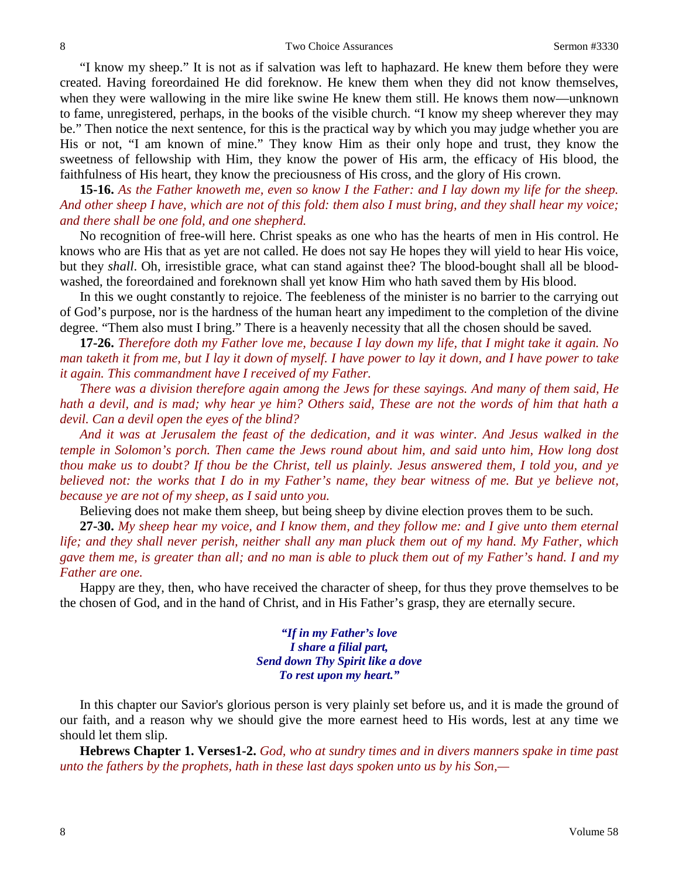"I know my sheep." It is not as if salvation was left to haphazard. He knew them before they were created. Having foreordained He did foreknow. He knew them when they did not know themselves, when they were wallowing in the mire like swine He knew them still. He knows them now—unknown to fame, unregistered, perhaps, in the books of the visible church. "I know my sheep wherever they may be." Then notice the next sentence, for this is the practical way by which you may judge whether you are His or not, "I am known of mine." They know Him as their only hope and trust, they know the sweetness of fellowship with Him, they know the power of His arm, the efficacy of His blood, the faithfulness of His heart, they know the preciousness of His cross, and the glory of His crown.

**15-16.** *As the Father knoweth me, even so know I the Father: and I lay down my life for the sheep. And other sheep I have, which are not of this fold: them also I must bring, and they shall hear my voice; and there shall be one fold, and one shepherd.*

No recognition of free-will here. Christ speaks as one who has the hearts of men in His control. He knows who are His that as yet are not called. He does not say He hopes they will yield to hear His voice, but they *shall*. Oh, irresistible grace, what can stand against thee? The blood-bought shall all be blood-washed, the foreordained and foreknown shall yet know Him who hath saved them by His blood.

In this we ought constantly to rejoice. The feebleness of the minister is no barrier to the carrying out of God's purpose, nor is the hardness of the human heart any impediment to the completion of the divine degree. "Them also must I bring." There is a heavenly necessity that all the chosen should be saved.

**17-26.** *Therefore doth my Father love me, because I lay down my life, that I might take it again. No man taketh it from me, but I lay it down of myself. I have power to lay it down, and I have power to take it again. This commandment have I received of my Father.*

*There was a division therefore again among the Jews for these sayings. And many of them said, He hath a devil, and is mad; why hear ye him? Others said, These are not the words of him that hath a devil. Can a devil open the eyes of the blind?*

*And it was at Jerusalem the feast of the dedication, and it was winter. And Jesus walked in the temple in Solomon's porch. Then came the Jews round about him, and said unto him, How long dost thou make us to doubt? If thou be the Christ, tell us plainly. Jesus answered them, I told you, and ye believed not: the works that I do in my Father's name, they bear witness of me. But ye believe not, because ye are not of my sheep, as I said unto you.*

Believing does not make them sheep, but being sheep by divine election proves them to be such.

**27-30.** *My sheep hear my voice, and I know them, and they follow me: and I give unto them eternal life; and they shall never perish, neither shall any man pluck them out of my hand. My Father, which gave them me, is greater than all; and no man is able to pluck them out of my Father's hand. I and my Father are one.*

Happy are they, then, who have received the character of sheep, for thus they prove themselves to be the chosen of God, and in the hand of Christ, and in His Father's grasp, they are eternally secure.

***"If in my Father's love***
***I share a filial part,***
***Send down Thy Spirit like a dove***
***To rest upon my heart."***

In this chapter our Savior's glorious person is very plainly set before us, and it is made the ground of our faith, and a reason why we should give the more earnest heed to His words, lest at any time we should let them slip.

**Hebrews Chapter 1. Verses1-2.** *God, who at sundry times and in divers manners spake in time past unto the fathers by the prophets, hath in these last days spoken unto us by his Son,—*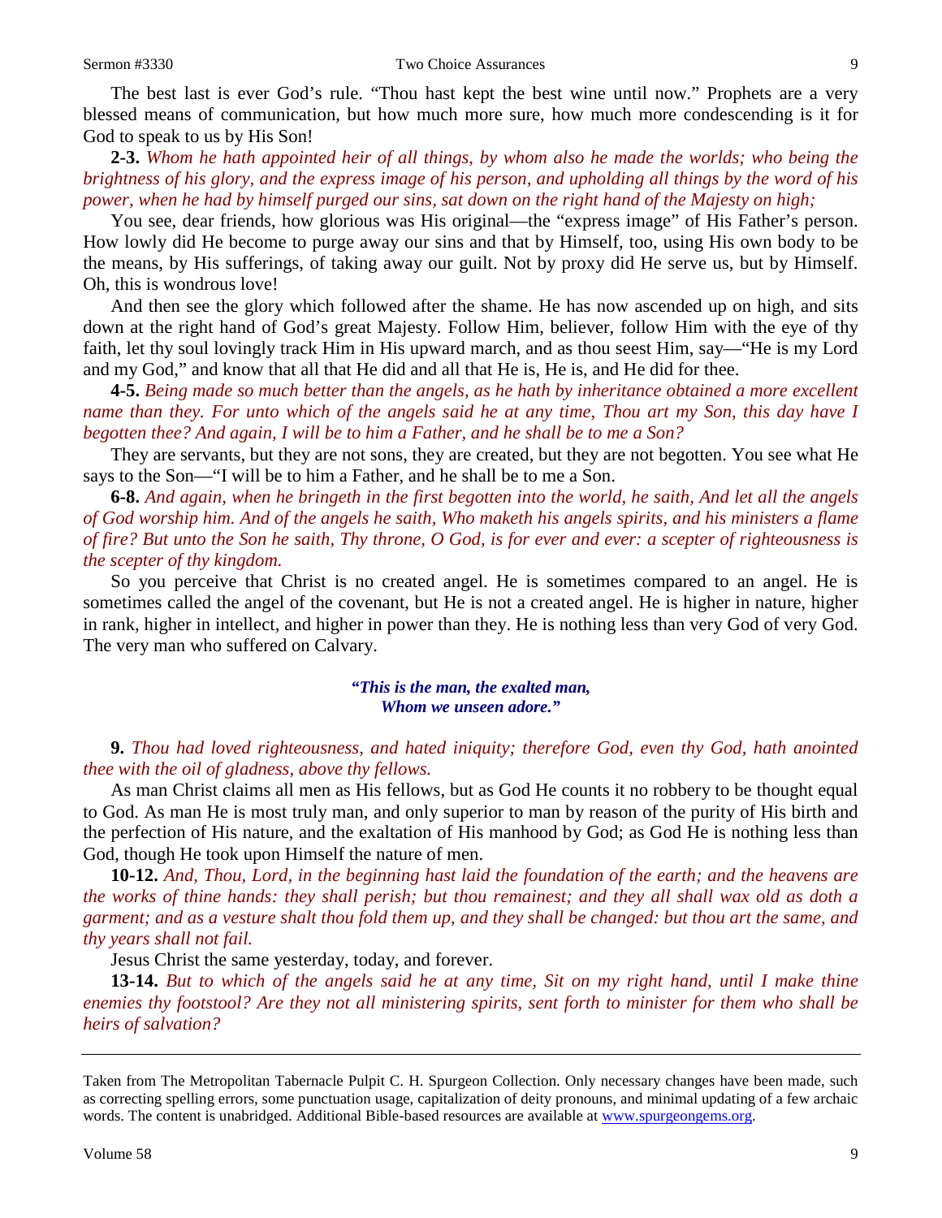The best last is ever God's rule. "Thou hast kept the best wine until now." Prophets are a very blessed means of communication, but how much more sure, how much more condescending is it for God to speak to us by His Son!

**2-3.** *Whom he hath appointed heir of all things, by whom also he made the worlds; who being the brightness of his glory, and the express image of his person, and upholding all things by the word of his power, when he had by himself purged our sins, sat down on the right hand of the Majesty on high;*

You see, dear friends, how glorious was His original—the "express image" of His Father's person. How lowly did He become to purge away our sins and that by Himself, too, using His own body to be the means, by His sufferings, of taking away our guilt. Not by proxy did He serve us, but by Himself. Oh, this is wondrous love!

And then see the glory which followed after the shame. He has now ascended up on high, and sits down at the right hand of God's great Majesty. Follow Him, believer, follow Him with the eye of thy faith, let thy soul lovingly track Him in His upward march, and as thou seest Him, say—"He is my Lord and my God," and know that all that He did and all that He is, He is, and He did for thee.

**4-5.** *Being made so much better than the angels, as he hath by inheritance obtained a more excellent name than they. For unto which of the angels said he at any time, Thou art my Son, this day have I begotten thee? And again, I will be to him a Father, and he shall be to me a Son?*

They are servants, but they are not sons, they are created, but they are not begotten. You see what He says to the Son—"I will be to him a Father, and he shall be to me a Son.

**6-8.** *And again, when he bringeth in the first begotten into the world, he saith, And let all the angels of God worship him. And of the angels he saith, Who maketh his angels spirits, and his ministers a flame of fire? But unto the Son he saith, Thy throne, O God, is for ever and ever: a scepter of righteousness is the scepter of thy kingdom.*

So you perceive that Christ is no created angel. He is sometimes compared to an angel. He is sometimes called the angel of the covenant, but He is not a created angel. He is higher in nature, higher in rank, higher in intellect, and higher in power than they. He is nothing less than very God of very God. The very man who suffered on Calvary.

> ***"This is the man, the exalted man,***
> ***Whom we unseen adore."***

**9.** *Thou had loved righteousness, and hated iniquity; therefore God, even thy God, hath anointed thee with the oil of gladness, above thy fellows.*

As man Christ claims all men as His fellows, but as God He counts it no robbery to be thought equal to God. As man He is most truly man, and only superior to man by reason of the purity of His birth and the perfection of His nature, and the exaltation of His manhood by God; as God He is nothing less than God, though He took upon Himself the nature of men.

**10-12.** *And, Thou, Lord, in the beginning hast laid the foundation of the earth; and the heavens are the works of thine hands: they shall perish; but thou remainest; and they all shall wax old as doth a garment; and as a vesture shalt thou fold them up, and they shall be changed: but thou art the same, and thy years shall not fail.*

Jesus Christ the same yesterday, today, and forever.

**13-14.** *But to which of the angels said he at any time, Sit on my right hand, until I make thine enemies thy footstool? Are they not all ministering spirits, sent forth to minister for them who shall be heirs of salvation?*

---

Taken from The Metropolitan Tabernacle Pulpit C. H. Spurgeon Collection. Only necessary changes have been made, such as correcting spelling errors, some punctuation usage, capitalization of deity pronouns, and minimal updating of a few archaic words. The content is unabridged. Additional Bible-based resources are available at www.spurgeongems.org.